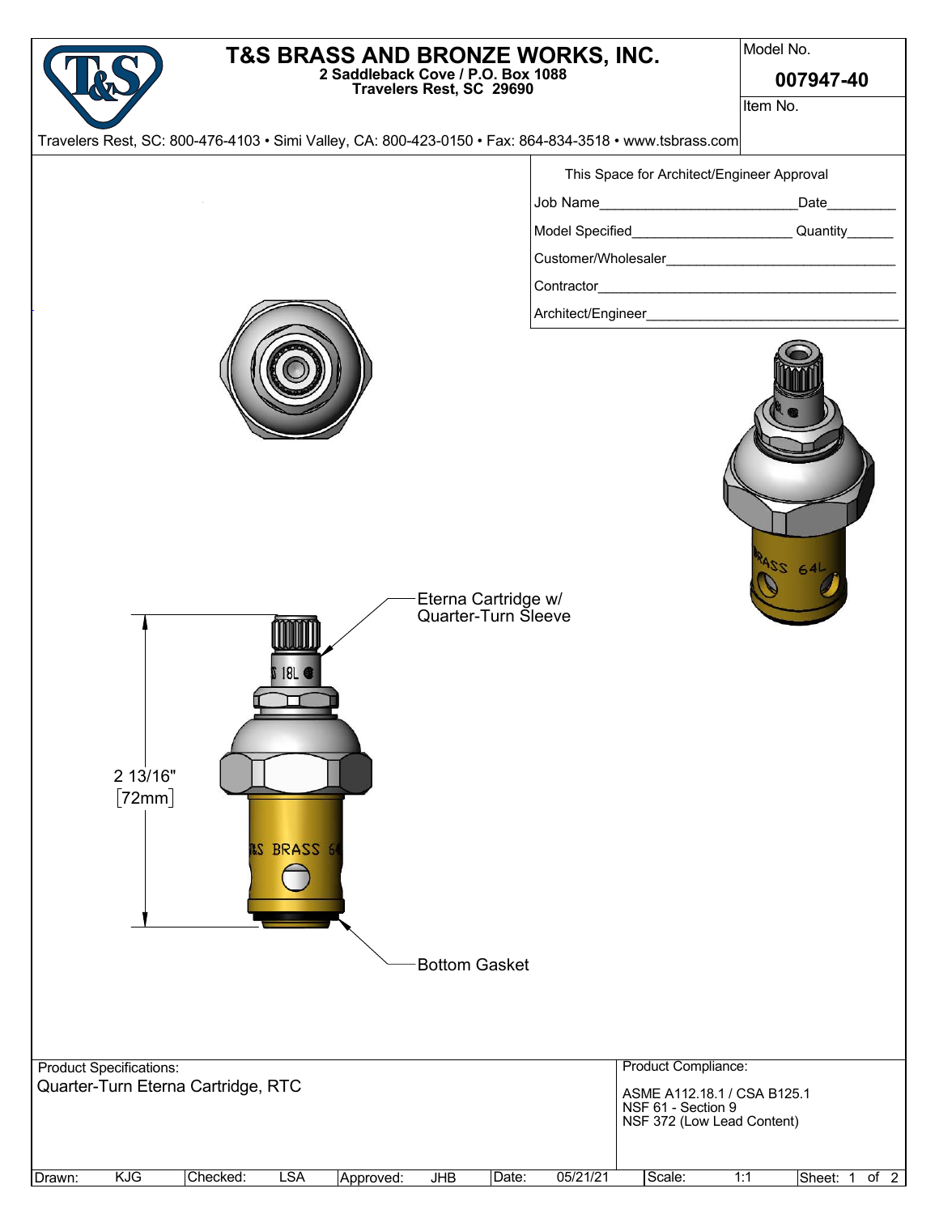# T&S BRASS AND BRONZE WORKS, INC.

**2 Saddleback Cove / P.O. Box 1088**
**Travelers Rest, SC 29690**

Travelers Rest, SC: 800-476-4103 • Simi Valley, CA: 800-423-0150 • Fax: 864-834-3518 • www.tsbrass.com

| Model No. |
| --- |
| **007947-40** |
| Item No. |

This Space for Architect/Engineer Approval

Job Name_________________________ Date_________

Model Specified____________________ Quantity______

Customer/Wholesaler____________________________

Contractor_____________________________________

Architect/Engineer______________________________

2 13/16" [72mm]

Eterna Cartridge w/ Quarter-Turn Sleeve

Bottom Gasket

**Product Specifications:**

Quarter-Turn Eterna Cartridge, RTC

**Product Compliance:**

ASME A112.18.1 / CSA B125.1
NSF 61 - Section 9
NSF 372 (Low Lead Content)

| Drawn: | KJG | Checked: | LSA | Approved: | JHB | Date: | 05/21/21 | Scale: | 1:1 |
| --- | --- | --- | --- | --- | --- | --- | --- | --- | --- |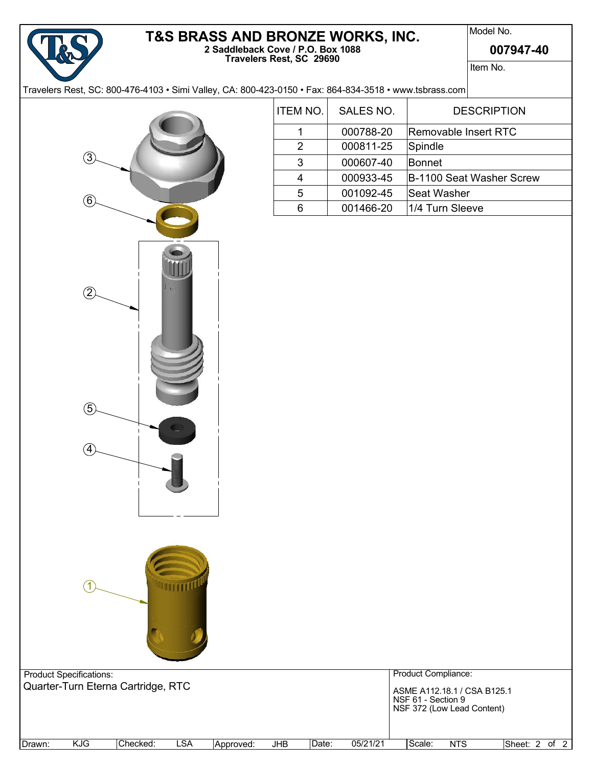# T&S BRASS AND BRONZE WORKS, INC.

**2 Saddleback Cove / P.O. Box 1088**
**Travelers Rest, SC 29690**

Travelers Rest, SC: 800-476-4103 • Simi Valley, CA: 800-423-0150 • Fax: 864-834-3518 • www.tsbrass.com

Model No. **007947-40**

Item No.

| ITEM NO. | SALES NO. | DESCRIPTION |
|---|---|---|
| 1 | 000788-20 | Removable Insert RTC |
| 2 | 000811-25 | Spindle |
| 3 | 000607-40 | Bonnet |
| 4 | 000933-45 | B-1100 Seat Washer Screw |
| 5 | 001092-45 | Seat Washer |
| 6 | 001466-20 | 1/4 Turn Sleeve |

Product Specifications:
Quarter-Turn Eterna Cartridge, RTC

Product Compliance:
ASME A112.18.1 / CSA B125.1
NSF 61 - Section 9
NSF 372 (Low Lead Content)

Drawn: KJG | Checked: LSA | Approved: JHB | Date: 05/21/21 | Scale: NTS